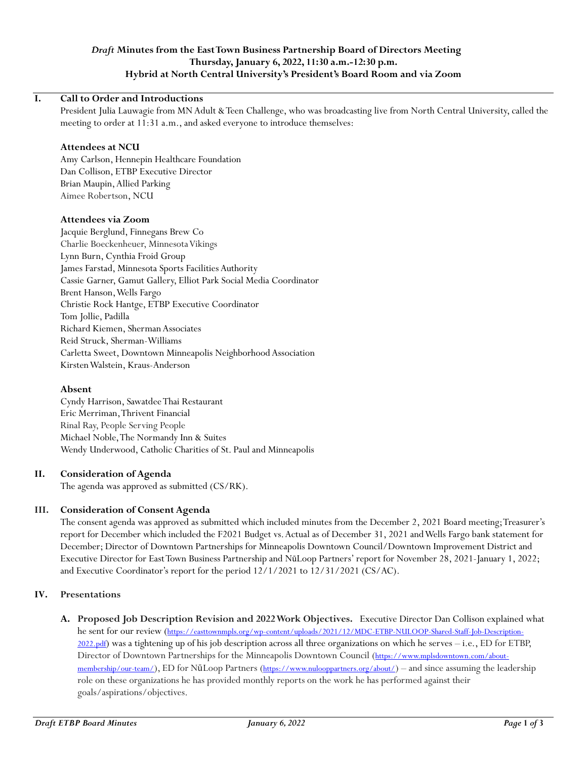# *Draft* Minutes from the East Town Business Partnership Board of Directors Meeting
**Thursday, January 6, 2022, 11:30 a.m.-12:30 p.m.**
**Hybrid at North Central University's President's Board Room and via Zoom**

## I. Call to Order and Introductions

President Julia Lauwagie from MN Adult & Teen Challenge, who was broadcasting live from North Central University, called the meeting to order at 11:31 a.m., and asked everyone to introduce themselves:

**Attendees at NCU**

Amy Carlson, Hennepin Healthcare Foundation
Dan Collison, ETBP Executive Director
Brian Maupin, Allied Parking
Aimee Robertson, NCU

**Attendees via Zoom**

Jacquie Berglund, Finnegans Brew Co
Charlie Boeckenheuer, Minnesota Vikings
Lynn Burn, Cynthia Froid Group
James Farstad, Minnesota Sports Facilities Authority
Cassie Garner, Gamut Gallery, Elliot Park Social Media Coordinator
Brent Hanson, Wells Fargo
Christie Rock Hantge, ETBP Executive Coordinator
Tom Jollie, Padilla
Richard Kiemen, Sherman Associates
Reid Struck, Sherman-Williams
Carletta Sweet, Downtown Minneapolis Neighborhood Association
Kirsten Walstein, Kraus-Anderson

**Absent**

Cyndy Harrison, Sawatdee Thai Restaurant
Eric Merriman, Thrivent Financial
Rinal Ray, People Serving People
Michael Noble, The Normandy Inn & Suites
Wendy Underwood, Catholic Charities of St. Paul and Minneapolis

## II. Consideration of Agenda

The agenda was approved as submitted (CS/RK).

## III. Consideration of Consent Agenda

The consent agenda was approved as submitted which included minutes from the December 2, 2021 Board meeting; Treasurer's report for December which included the F2021 Budget vs. Actual as of December 31, 2021 and Wells Fargo bank statement for December; Director of Downtown Partnerships for Minneapolis Downtown Council/Downtown Improvement District and Executive Director for East Town Business Partnership and NūLoop Partners' report for November 28, 2021-January 1, 2022; and Executive Coordinator's report for the period 12/1/2021 to 12/31/2021 (CS/AC).

## IV. Presentations

**A. Proposed Job Description Revision and 2022 Work Objectives.** Executive Director Dan Collison explained what he sent for our review (https://easttownmpls.org/wp-content/uploads/2021/12/MDC-ETBP-NULOOP-Shared-Staff-Job-Description-2022.pdf) was a tightening up of his job description across all three organizations on which he serves – i.e., ED for ETBP, Director of Downtown Partnerships for the Minneapolis Downtown Council (https://www.mplsdowntown.com/about-membership/our-team/), ED for NūLoop Partners (https://www.nulooppartners.org/about/) – and since assuming the leadership role on these organizations he has provided monthly reports on the work he has performed against their goals/aspirations/objectives.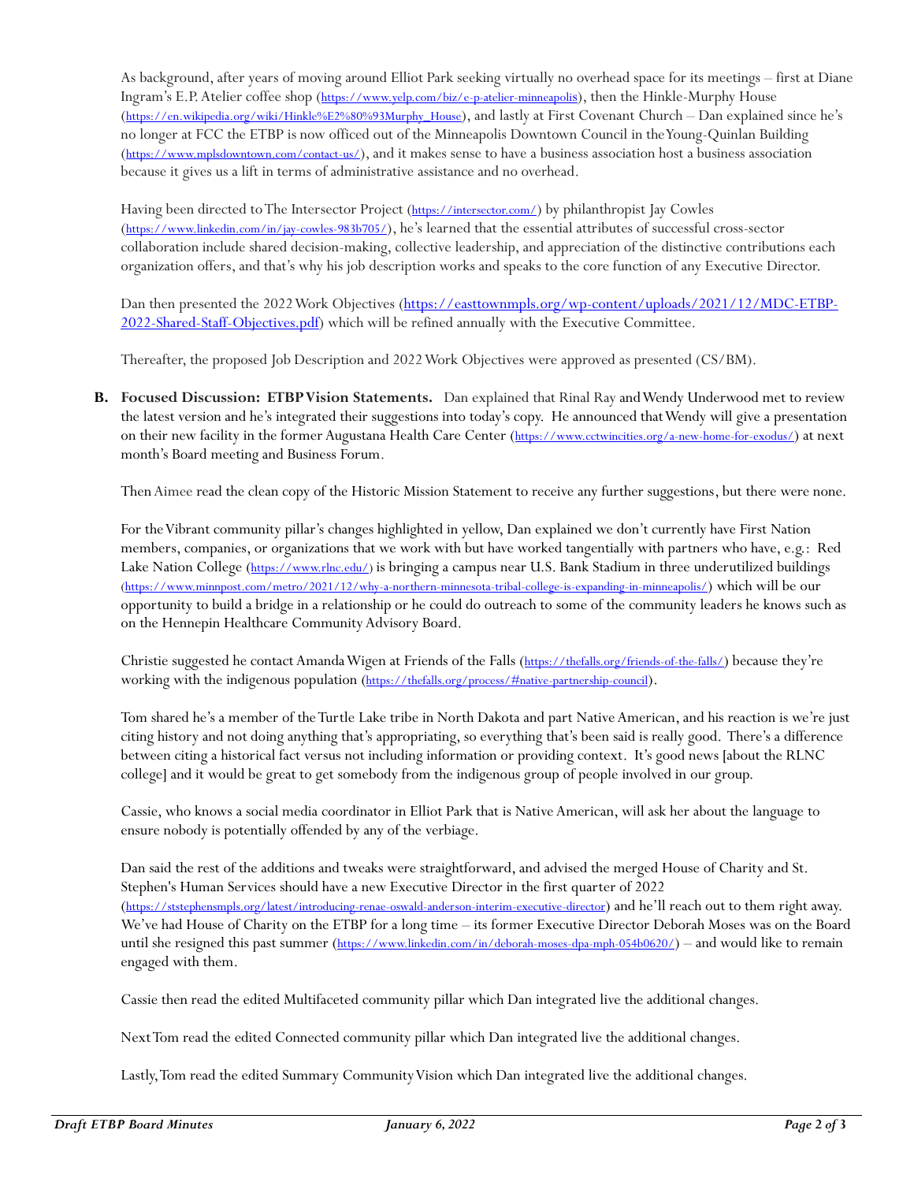As background, after years of moving around Elliot Park seeking virtually no overhead space for its meetings – first at Diane Ingram's E.P. Atelier coffee shop (https://www.yelp.com/biz/e-p-atelier-minneapolis), then the Hinkle-Murphy House (https://en.wikipedia.org/wiki/Hinkle%E2%80%93Murphy_House), and lastly at First Covenant Church – Dan explained since he's no longer at FCC the ETBP is now officed out of the Minneapolis Downtown Council in the Young-Quinlan Building (https://www.mplsdowntown.com/contact-us/), and it makes sense to have a business association host a business association because it gives us a lift in terms of administrative assistance and no overhead.

Having been directed to The Intersector Project (https://intersector.com/) by philanthropist Jay Cowles (https://www.linkedin.com/in/jay-cowles-983b705/), he's learned that the essential attributes of successful cross-sector collaboration include shared decision-making, collective leadership, and appreciation of the distinctive contributions each organization offers, and that's why his job description works and speaks to the core function of any Executive Director.

Dan then presented the 2022 Work Objectives (https://easttownmpls.org/wp-content/uploads/2021/12/MDC-ETBP-2022-Shared-Staff-Objectives.pdf) which will be refined annually with the Executive Committee.

Thereafter, the proposed Job Description and 2022 Work Objectives were approved as presented (CS/BM).

**B. Focused Discussion: ETBP Vision Statements.** Dan explained that Rinal Ray and Wendy Underwood met to review the latest version and he's integrated their suggestions into today's copy. He announced that Wendy will give a presentation on their new facility in the former Augustana Health Care Center (https://www.cctwincities.org/a-new-home-for-exodus/) at next month's Board meeting and Business Forum.

Then Aimee read the clean copy of the Historic Mission Statement to receive any further suggestions, but there were none.

For the Vibrant community pillar's changes highlighted in yellow, Dan explained we don't currently have First Nation members, companies, or organizations that we work with but have worked tangentially with partners who have, e.g.: Red Lake Nation College (https://www.rlnc.edu/) is bringing a campus near U.S. Bank Stadium in three underutilized buildings (https://www.minnpost.com/metro/2021/12/why-a-northern-minnesota-tribal-college-is-expanding-in-minneapolis/) which will be our opportunity to build a bridge in a relationship or he could do outreach to some of the community leaders he knows such as on the Hennepin Healthcare Community Advisory Board.

Christie suggested he contact Amanda Wigen at Friends of the Falls (https://thefalls.org/friends-of-the-falls/) because they're working with the indigenous population (https://thefalls.org/process/#native-partnership-council).

Tom shared he's a member of the Turtle Lake tribe in North Dakota and part Native American, and his reaction is we're just citing history and not doing anything that's appropriating, so everything that's been said is really good. There's a difference between citing a historical fact versus not including information or providing context. It's good news [about the RLNC college] and it would be great to get somebody from the indigenous group of people involved in our group.

Cassie, who knows a social media coordinator in Elliot Park that is Native American, will ask her about the language to ensure nobody is potentially offended by any of the verbiage.

Dan said the rest of the additions and tweaks were straightforward, and advised the merged House of Charity and St. Stephen's Human Services should have a new Executive Director in the first quarter of 2022 (https://ststephensmpls.org/latest/introducing-renae-oswald-anderson-interim-executive-director) and he'll reach out to them right away. We've had House of Charity on the ETBP for a long time – its former Executive Director Deborah Moses was on the Board until she resigned this past summer (https://www.linkedin.com/in/deborah-moses-dpa-mph-054b0620/) – and would like to remain engaged with them.

Cassie then read the edited Multifaceted community pillar which Dan integrated live the additional changes.

Next Tom read the edited Connected community pillar which Dan integrated live the additional changes.

Lastly, Tom read the edited Summary Community Vision which Dan integrated live the additional changes.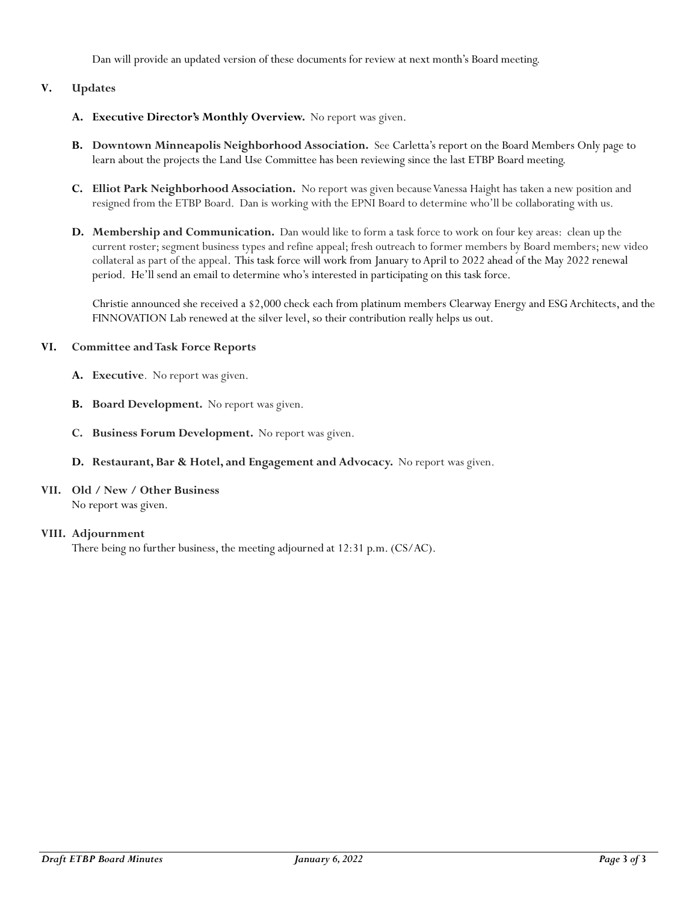Dan will provide an updated version of these documents for review at next month's Board meeting.

## V. Updates

**A. Executive Director's Monthly Overview.** No report was given.

**B. Downtown Minneapolis Neighborhood Association.** See Carletta's report on the Board Members Only page to learn about the projects the Land Use Committee has been reviewing since the last ETBP Board meeting.

**C. Elliot Park Neighborhood Association.** No report was given because Vanessa Haight has taken a new position and resigned from the ETBP Board. Dan is working with the EPNI Board to determine who'll be collaborating with us.

**D. Membership and Communication.** Dan would like to form a task force to work on four key areas: clean up the current roster; segment business types and refine appeal; fresh outreach to former members by Board members; new video collateral as part of the appeal. This task force will work from January to April to 2022 ahead of the May 2022 renewal period. He'll send an email to determine who's interested in participating on this task force.

Christie announced she received a $2,000 check each from platinum members Clearway Energy and ESG Architects, and the FINNOVATION Lab renewed at the silver level, so their contribution really helps us out.

## VI. Committee and Task Force Reports

**A. Executive**. No report was given.

**B. Board Development.** No report was given.

**C. Business Forum Development.** No report was given.

**D. Restaurant, Bar & Hotel, and Engagement and Advocacy.** No report was given.

## VII. Old / New / Other Business

No report was given.

## VIII. Adjournment

There being no further business, the meeting adjourned at 12:31 p.m. (CS/AC).